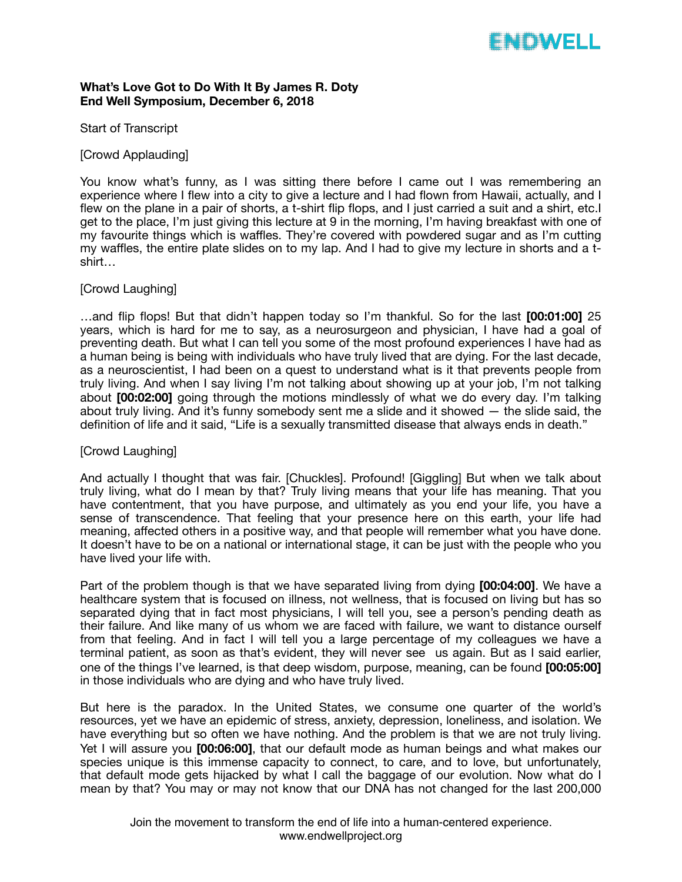**What's Love Got to Do With It By James R. Doty**
**End Well Symposium, December 6, 2018**

Start of Transcript

[Crowd Applauding]

You know what's funny, as I was sitting there before I came out I was remembering an experience where I flew into a city to give a lecture and I had flown from Hawaii, actually, and I flew on the plane in a pair of shorts, a t-shirt flip flops, and I just carried a suit and a shirt, etc.I get to the place, I'm just giving this lecture at 9 in the morning, I'm having breakfast with one of my favourite things which is waffles. They're covered with powdered sugar and as I'm cutting my waffles, the entire plate slides on to my lap. And I had to give my lecture in shorts and a t-shirt…

[Crowd Laughing]

…and flip flops! But that didn't happen today so I'm thankful. So for the last **[00:01:00]** 25 years, which is hard for me to say, as a neurosurgeon and physician, I have had a goal of preventing death. But what I can tell you some of the most profound experiences I have had as a human being is being with individuals who have truly lived that are dying. For the last decade, as a neuroscientist, I had been on a quest to understand what is it that prevents people from truly living. And when I say living I'm not talking about showing up at your job, I'm not talking about **[00:02:00]** going through the motions mindlessly of what we do every day. I'm talking about truly living. And it's funny somebody sent me a slide and it showed — the slide said, the definition of life and it said, "Life is a sexually transmitted disease that always ends in death."

[Crowd Laughing]

And actually I thought that was fair. [Chuckles]. Profound! [Giggling] But when we talk about truly living, what do I mean by that? Truly living means that your life has meaning. That you have contentment, that you have purpose, and ultimately as you end your life, you have a sense of transcendence. That feeling that your presence here on this earth, your life had meaning, affected others in a positive way, and that people will remember what you have done. It doesn't have to be on a national or international stage, it can be just with the people who you have lived your life with.

Part of the problem though is that we have separated living from dying **[00:04:00]**. We have a healthcare system that is focused on illness, not wellness, that is focused on living but has so separated dying that in fact most physicians, I will tell you, see a person's pending death as their failure. And like many of us whom we are faced with failure, we want to distance ourself from that feeling. And in fact I will tell you a large percentage of my colleagues we have a terminal patient, as soon as that's evident, they will never see us again. But as I said earlier, one of the things I've learned, is that deep wisdom, purpose, meaning, can be found **[00:05:00]** in those individuals who are dying and who have truly lived.

But here is the paradox. In the United States, we consume one quarter of the world's resources, yet we have an epidemic of stress, anxiety, depression, loneliness, and isolation. We have everything but so often we have nothing. And the problem is that we are not truly living. Yet I will assure you **[00:06:00]**, that our default mode as human beings and what makes our species unique is this immense capacity to connect, to care, and to love, but unfortunately, that default mode gets hijacked by what I call the baggage of our evolution. Now what do I mean by that? You may or may not know that our DNA has not changed for the last 200,000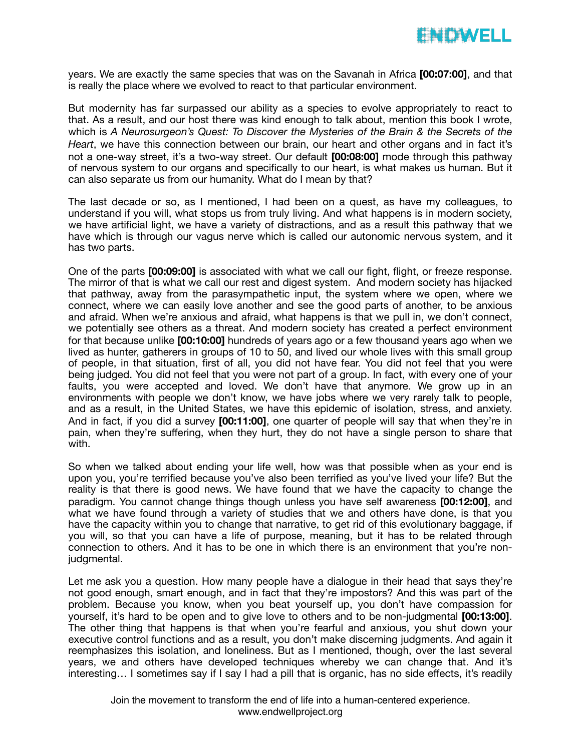years. We are exactly the same species that was on the Savanah in Africa **[00:07:00]**, and that is really the place where we evolved to react to that particular environment.

But modernity has far surpassed our ability as a species to evolve appropriately to react to that. As a result, and our host there was kind enough to talk about, mention this book I wrote, which is *A Neurosurgeon's Quest: To Discover the Mysteries of the Brain & the Secrets of the Heart*, we have this connection between our brain, our heart and other organs and in fact it's not a one-way street, it's a two-way street. Our default **[00:08:00]** mode through this pathway of nervous system to our organs and specifically to our heart, is what makes us human. But it can also separate us from our humanity. What do I mean by that?

The last decade or so, as I mentioned, I had been on a quest, as have my colleagues, to understand if you will, what stops us from truly living. And what happens is in modern society, we have artificial light, we have a variety of distractions, and as a result this pathway that we have which is through our vagus nerve which is called our autonomic nervous system, and it has two parts.

One of the parts **[00:09:00]** is associated with what we call our fight, flight, or freeze response. The mirror of that is what we call our rest and digest system. And modern society has hijacked that pathway, away from the parasympathetic input, the system where we open, where we connect, where we can easily love another and see the good parts of another, to be anxious and afraid. When we're anxious and afraid, what happens is that we pull in, we don't connect, we potentially see others as a threat. And modern society has created a perfect environment for that because unlike **[00:10:00]** hundreds of years ago or a few thousand years ago when we lived as hunter, gatherers in groups of 10 to 50, and lived our whole lives with this small group of people, in that situation, first of all, you did not have fear. You did not feel that you were being judged. You did not feel that you were not part of a group. In fact, with every one of your faults, you were accepted and loved. We don't have that anymore. We grow up in an environments with people we don't know, we have jobs where we very rarely talk to people, and as a result, in the United States, we have this epidemic of isolation, stress, and anxiety. And in fact, if you did a survey **[00:11:00]**, one quarter of people will say that when they're in pain, when they're suffering, when they hurt, they do not have a single person to share that with.

So when we talked about ending your life well, how was that possible when as your end is upon you, you're terrified because you've also been terrified as you've lived your life? But the reality is that there is good news. We have found that we have the capacity to change the paradigm. You cannot change things though unless you have self awareness **[00:12:00]**, and what we have found through a variety of studies that we and others have done, is that you have the capacity within you to change that narrative, to get rid of this evolutionary baggage, if you will, so that you can have a life of purpose, meaning, but it has to be related through connection to others. And it has to be one in which there is an environment that you're non-judgmental.

Let me ask you a question. How many people have a dialogue in their head that says they're not good enough, smart enough, and in fact that they're impostors? And this was part of the problem. Because you know, when you beat yourself up, you don't have compassion for yourself, it's hard to be open and to give love to others and to be non-judgmental **[00:13:00]**. The other thing that happens is that when you're fearful and anxious, you shut down your executive control functions and as a result, you don't make discerning judgments. And again it reemphasizes this isolation, and loneliness. But as I mentioned, though, over the last several years, we and others have developed techniques whereby we can change that. And it's interesting… I sometimes say if I say I had a pill that is organic, has no side effects, it's readily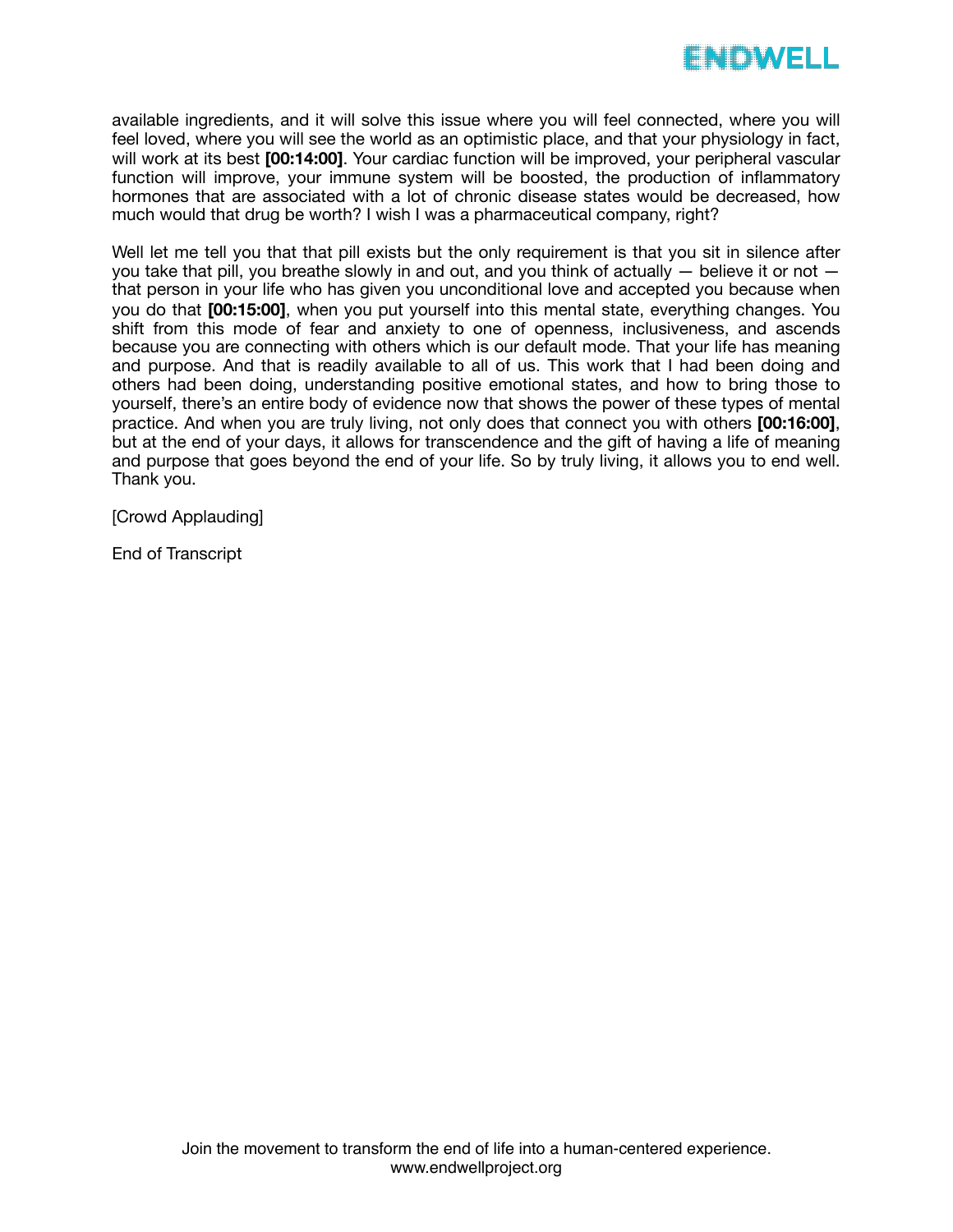available ingredients, and it will solve this issue where you will feel connected, where you will feel loved, where you will see the world as an optimistic place, and that your physiology in fact, will work at its best **[00:14:00]**. Your cardiac function will be improved, your peripheral vascular function will improve, your immune system will be boosted, the production of inflammatory hormones that are associated with a lot of chronic disease states would be decreased, how much would that drug be worth? I wish I was a pharmaceutical company, right?

Well let me tell you that that pill exists but the only requirement is that you sit in silence after you take that pill, you breathe slowly in and out, and you think of actually — believe it or not — that person in your life who has given you unconditional love and accepted you because when you do that **[00:15:00]**, when you put yourself into this mental state, everything changes. You shift from this mode of fear and anxiety to one of openness, inclusiveness, and ascends because you are connecting with others which is our default mode. That your life has meaning and purpose. And that is readily available to all of us. This work that I had been doing and others had been doing, understanding positive emotional states, and how to bring those to yourself, there's an entire body of evidence now that shows the power of these types of mental practice. And when you are truly living, not only does that connect you with others **[00:16:00]**, but at the end of your days, it allows for transcendence and the gift of having a life of meaning and purpose that goes beyond the end of your life. So by truly living, it allows you to end well. Thank you.

[Crowd Applauding]

End of Transcript